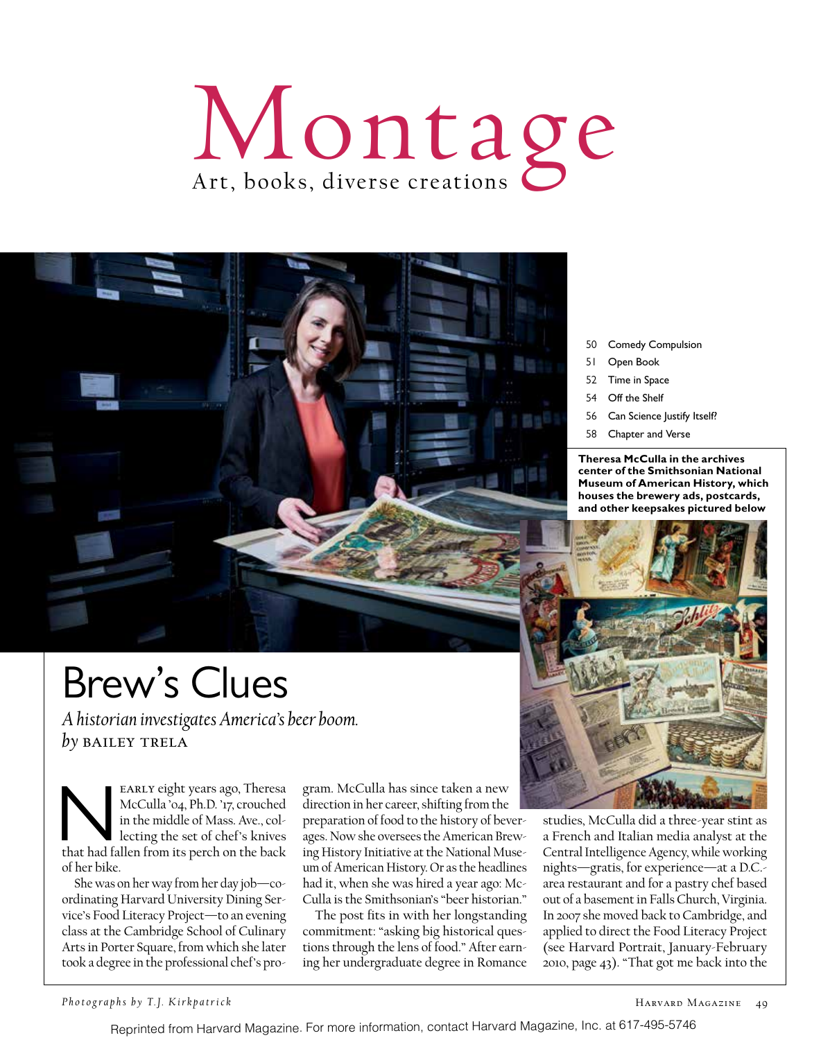# Montage

Art, books, diverse creations

50 Comedy Compulsion
51 Open Book
52 Time in Space
54 Off the Shelf
56 Can Science Justify Itself?
58 Chapter and Verse

**Theresa McCulla in the archives center of the Smithsonian National Museum of American History, which houses the brewery ads, postcards, and other keepsakes pictured below**

## Brew's Clues

*A historian investigates America's beer boom.*

*by* BAILEY TRELA

Nearly eight years ago, Theresa McCulla '04, Ph.D. '17, crouched in the middle of Mass. Ave., collecting the set of chef's knives that had fallen from its perch on the back of her bike.

She was on her way from her day job—coordinating Harvard University Dining Service's Food Literacy Project—to an evening class at the Cambridge School of Culinary Arts in Porter Square, from which she later took a degree in the professional chef's program. McCulla has since taken a new direction in her career, shifting from the preparation of food to the history of beverages. Now she oversees the American Brewing History Initiative at the National Museum of American History. Or as the headlines had it, when she was hired a year ago: McCulla is the Smithsonian's "beer historian."

The post fits in with her longstanding commitment: "asking big historical questions through the lens of food." After earning her undergraduate degree in Romance studies, McCulla did a three-year stint as a French and Italian media analyst at the Central Intelligence Agency, while working nights—gratis, for experience—at a D.C.-area restaurant and for a pastry chef based out of a basement in Falls Church, Virginia. In 2007 she moved back to Cambridge, and applied to direct the Food Literacy Project (see Harvard Portrait, January-February 2010, page 43). "That got me back into the

*Photographs by T.J. Kirkpatrick*

Reprinted from Harvard Magazine. For more information, contact Harvard Magazine, Inc. at 617-495-5746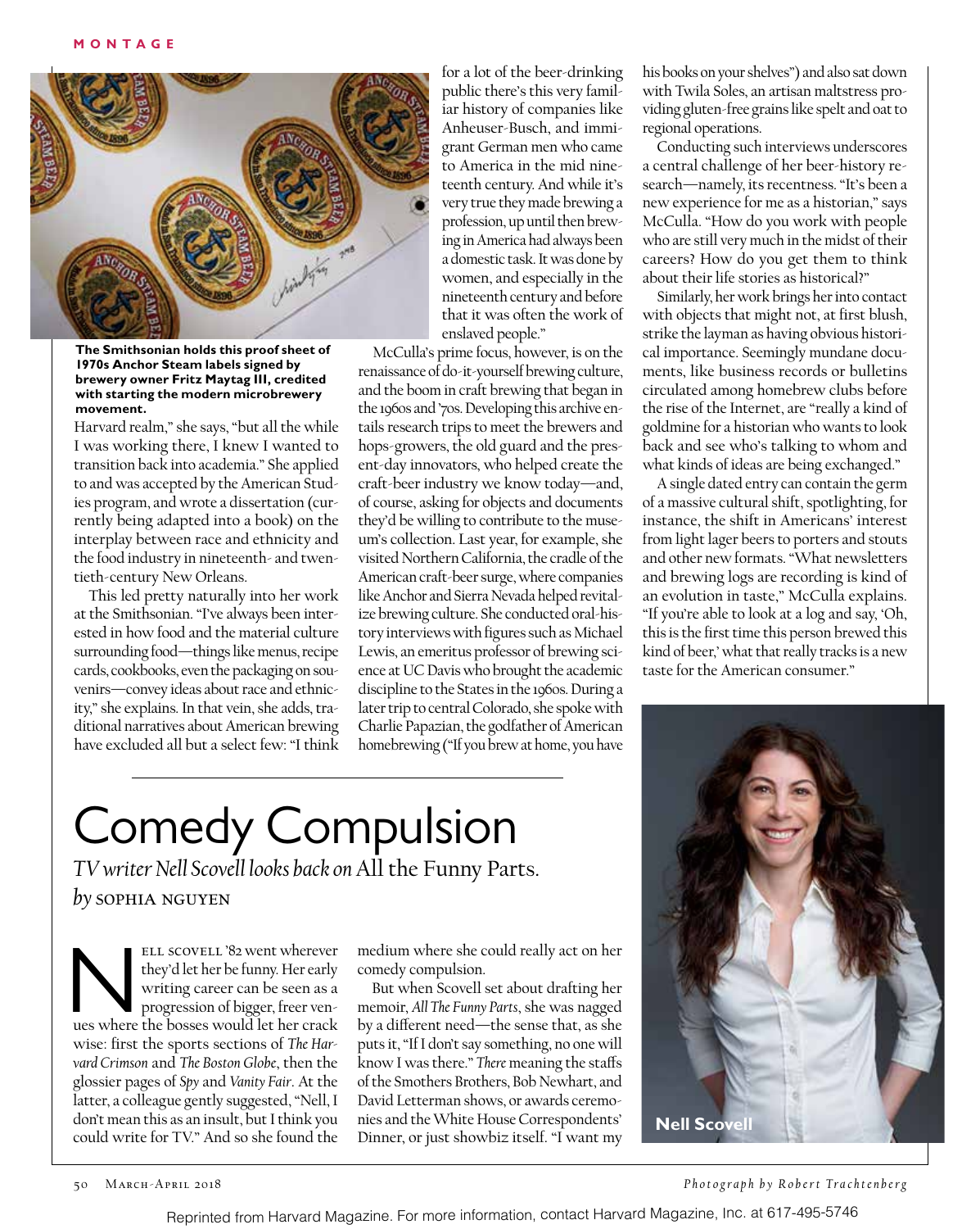The Smithsonian holds this proof sheet of 1970s Anchor Steam labels signed by brewery owner Fritz Maytag III, credited with starting the modern microbrewery movement.

Harvard realm," she says, "but all the while I was working there, I knew I wanted to transition back into academia." She applied to and was accepted by the American Studies program, and wrote a dissertation (currently being adapted into a book) on the interplay between race and ethnicity and the food industry in nineteenth- and twentieth-century New Orleans.

This led pretty naturally into her work at the Smithsonian. "I've always been interested in how food and the material culture surrounding food—things like menus, recipe cards, cookbooks, even the packaging on souvenirs—convey ideas about race and ethnicity," she explains. In that vein, she adds, traditional narratives about American brewing have excluded all but a select few: "I think for a lot of the beer-drinking public there's this very familiar history of companies like Anheuser-Busch, and immigrant German men who came to America in the mid nineteenth century. And while it's very true they made brewing a profession, up until then brewing in America had always been a domestic task. It was done by women, and especially in the nineteenth century and before that it was often the work of enslaved people."

McCulla's prime focus, however, is on the renaissance of do-it-yourself brewing culture, and the boom in craft brewing that began in the 1960s and '70s. Developing this archive entails research trips to meet the brewers and hops-growers, the old guard and the present-day innovators, who helped create the craft-beer industry we know today—and, of course, asking for objects and documents they'd be willing to contribute to the museum's collection. Last year, for example, she visited Northern California, the cradle of the American craft-beer surge, where companies like Anchor and Sierra Nevada helped revitalize brewing culture. She conducted oral-history interviews with figures such as Michael Lewis, an emeritus professor of brewing science at UC Davis who brought the academic discipline to the States in the 1960s. During a later trip to central Colorado, she spoke with Charlie Papazian, the godfather of American homebrewing ("If you brew at home, you have his books on your shelves") and also sat down with Twila Soles, an artisan maltstress providing gluten-free grains like spelt and oat to regional operations.

Conducting such interviews underscores a central challenge of her beer-history research—namely, its recentness. "It's been a new experience for me as a historian," says McCulla. "How do you work with people who are still very much in the midst of their careers? How do you get them to think about their life stories as historical?"

Similarly, her work brings her into contact with objects that might not, at first blush, strike the layman as having obvious historical importance. Seemingly mundane documents, like business records or bulletins circulated among homebrew clubs before the rise of the Internet, are "really a kind of goldmine for a historian who wants to look back and see who's talking to whom and what kinds of ideas are being exchanged."

A single dated entry can contain the germ of a massive cultural shift, spotlighting, for instance, the shift in Americans' interest from light lager beers to porters and stouts and other new formats. "What newsletters and brewing logs are recording is kind of an evolution in taste," McCulla explains. "If you're able to look at a log and say, 'Oh, this is the first time this person brewed this kind of beer,' what that really tracks is a new taste for the American consumer."

# Comedy Compulsion

*TV writer Nell Scovell looks back on* All the Funny Parts.

*by* SOPHIA NGUYEN

Nell Scovell '82 went wherever they'd let her be funny. Her early writing career can be seen as a progression of bigger, freer venues where the bosses would let her crack wise: first the sports sections of *The Harvard Crimson* and *The Boston Globe*, then the glossier pages of *Spy* and *Vanity Fair*. At the latter, a colleague gently suggested, "Nell, I don't mean this as an insult, but I think you could write for TV." And so she found the medium where she could really act on her comedy compulsion.

But when Scovell set about drafting her memoir, *All The Funny Parts*, she was nagged by a different need—the sense that, as she puts it, "If I don't say something, no one will know I was there." *There* meaning the staffs of the Smothers Brothers, Bob Newhart, and David Letterman shows, or awards ceremonies and the White House Correspondents' Dinner, or just showbiz itself. "I want my

Nell Scovell

Photograph by Robert Trachtenberg

Reprinted from Harvard Magazine. For more information, contact Harvard Magazine, Inc. at 617-495-5746